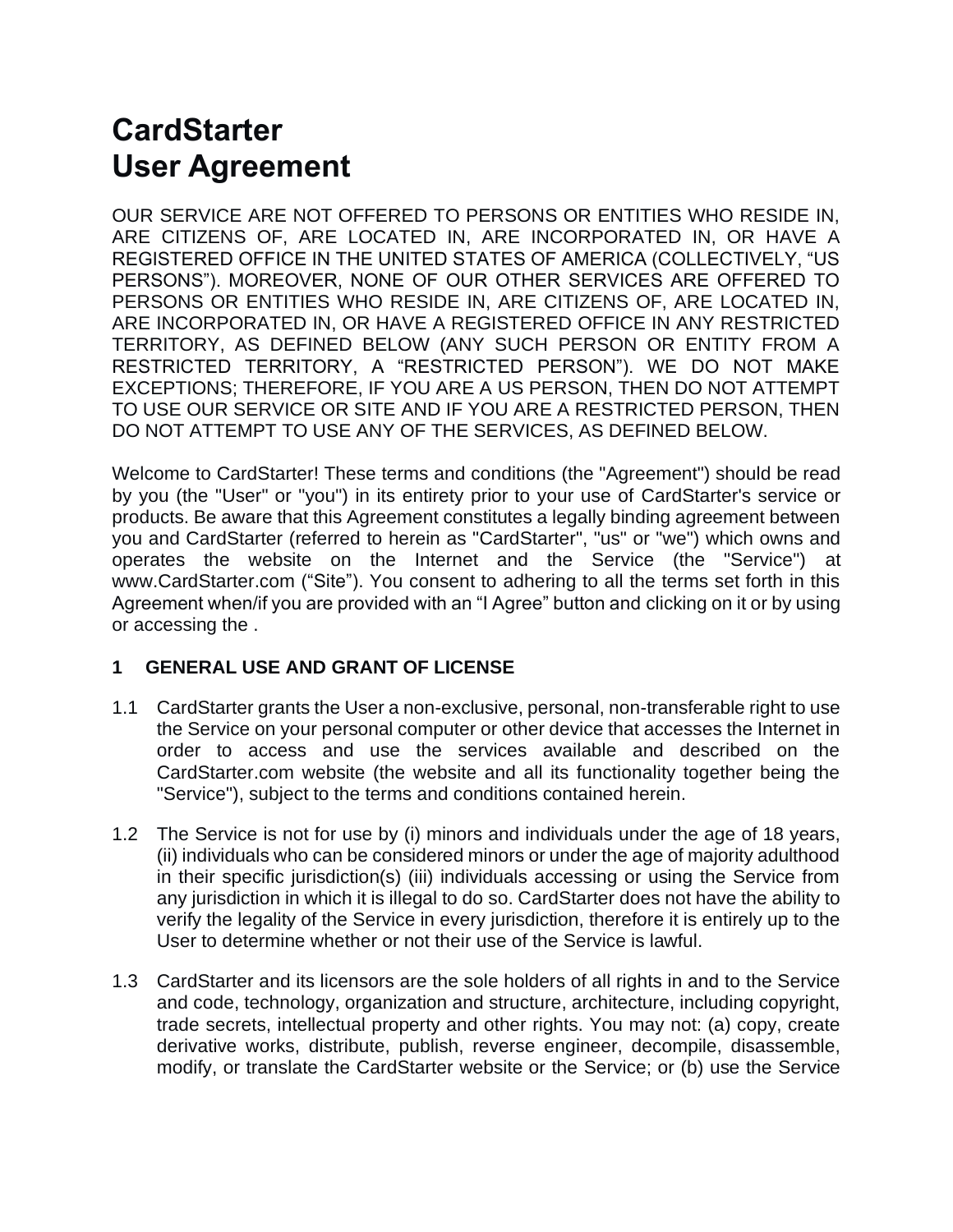# CardStarter
# User Agreement

OUR SERVICE ARE NOT OFFERED TO PERSONS OR ENTITIES WHO RESIDE IN, ARE CITIZENS OF, ARE LOCATED IN, ARE INCORPORATED IN, OR HAVE A REGISTERED OFFICE IN THE UNITED STATES OF AMERICA (COLLECTIVELY, "US PERSONS"). MOREOVER, NONE OF OUR OTHER SERVICES ARE OFFERED TO PERSONS OR ENTITIES WHO RESIDE IN, ARE CITIZENS OF, ARE LOCATED IN, ARE INCORPORATED IN, OR HAVE A REGISTERED OFFICE IN ANY RESTRICTED TERRITORY, AS DEFINED BELOW (ANY SUCH PERSON OR ENTITY FROM A RESTRICTED TERRITORY, A "RESTRICTED PERSON"). WE DO NOT MAKE EXCEPTIONS; THEREFORE, IF YOU ARE A US PERSON, THEN DO NOT ATTEMPT TO USE OUR SERVICE OR SITE AND IF YOU ARE A RESTRICTED PERSON, THEN DO NOT ATTEMPT TO USE ANY OF THE SERVICES, AS DEFINED BELOW.

Welcome to CardStarter! These terms and conditions (the "Agreement") should be read by you (the "User" or "you") in its entirety prior to your use of CardStarter's service or products. Be aware that this Agreement constitutes a legally binding agreement between you and CardStarter (referred to herein as "CardStarter", "us" or "we") which owns and operates the website on the Internet and the Service (the "Service") at www.CardStarter.com ("Site"). You consent to adhering to all the terms set forth in this Agreement when/if you are provided with an "I Agree" button and clicking on it or by using or accessing the .

## 1 GENERAL USE AND GRANT OF LICENSE

1.1 CardStarter grants the User a non-exclusive, personal, non-transferable right to use the Service on your personal computer or other device that accesses the Internet in order to access and use the services available and described on the CardStarter.com website (the website and all its functionality together being the "Service"), subject to the terms and conditions contained herein.

1.2 The Service is not for use by (i) minors and individuals under the age of 18 years, (ii) individuals who can be considered minors or under the age of majority adulthood in their specific jurisdiction(s) (iii) individuals accessing or using the Service from any jurisdiction in which it is illegal to do so. CardStarter does not have the ability to verify the legality of the Service in every jurisdiction, therefore it is entirely up to the User to determine whether or not their use of the Service is lawful.

1.3 CardStarter and its licensors are the sole holders of all rights in and to the Service and code, technology, organization and structure, architecture, including copyright, trade secrets, intellectual property and other rights. You may not: (a) copy, create derivative works, distribute, publish, reverse engineer, decompile, disassemble, modify, or translate the CardStarter website or the Service; or (b) use the Service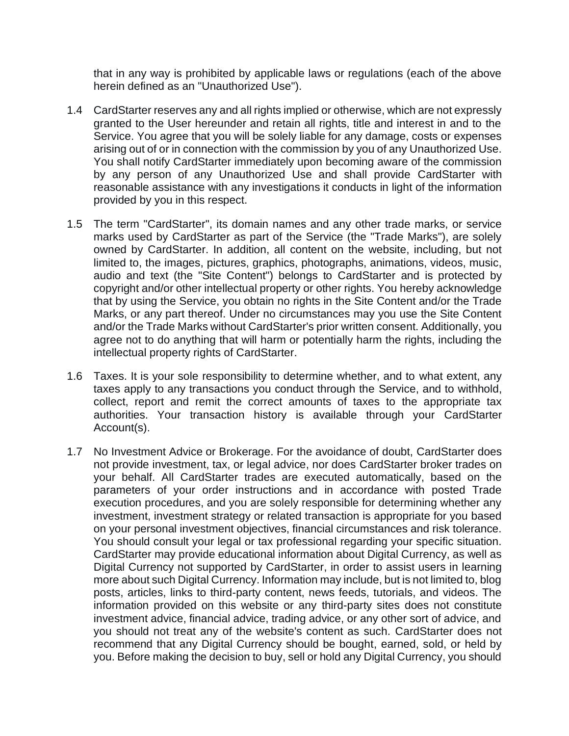that in any way is prohibited by applicable laws or regulations (each of the above herein defined as an "Unauthorized Use").

1.4 CardStarter reserves any and all rights implied or otherwise, which are not expressly granted to the User hereunder and retain all rights, title and interest in and to the Service. You agree that you will be solely liable for any damage, costs or expenses arising out of or in connection with the commission by you of any Unauthorized Use. You shall notify CardStarter immediately upon becoming aware of the commission by any person of any Unauthorized Use and shall provide CardStarter with reasonable assistance with any investigations it conducts in light of the information provided by you in this respect.

1.5 The term "CardStarter", its domain names and any other trade marks, or service marks used by CardStarter as part of the Service (the "Trade Marks"), are solely owned by CardStarter. In addition, all content on the website, including, but not limited to, the images, pictures, graphics, photographs, animations, videos, music, audio and text (the "Site Content") belongs to CardStarter and is protected by copyright and/or other intellectual property or other rights. You hereby acknowledge that by using the Service, you obtain no rights in the Site Content and/or the Trade Marks, or any part thereof. Under no circumstances may you use the Site Content and/or the Trade Marks without CardStarter's prior written consent. Additionally, you agree not to do anything that will harm or potentially harm the rights, including the intellectual property rights of CardStarter.

1.6 Taxes. It is your sole responsibility to determine whether, and to what extent, any taxes apply to any transactions you conduct through the Service, and to withhold, collect, report and remit the correct amounts of taxes to the appropriate tax authorities. Your transaction history is available through your CardStarter Account(s).

1.7 No Investment Advice or Brokerage. For the avoidance of doubt, CardStarter does not provide investment, tax, or legal advice, nor does CardStarter broker trades on your behalf. All CardStarter trades are executed automatically, based on the parameters of your order instructions and in accordance with posted Trade execution procedures, and you are solely responsible for determining whether any investment, investment strategy or related transaction is appropriate for you based on your personal investment objectives, financial circumstances and risk tolerance. You should consult your legal or tax professional regarding your specific situation. CardStarter may provide educational information about Digital Currency, as well as Digital Currency not supported by CardStarter, in order to assist users in learning more about such Digital Currency. Information may include, but is not limited to, blog posts, articles, links to third-party content, news feeds, tutorials, and videos. The information provided on this website or any third-party sites does not constitute investment advice, financial advice, trading advice, or any other sort of advice, and you should not treat any of the website's content as such. CardStarter does not recommend that any Digital Currency should be bought, earned, sold, or held by you. Before making the decision to buy, sell or hold any Digital Currency, you should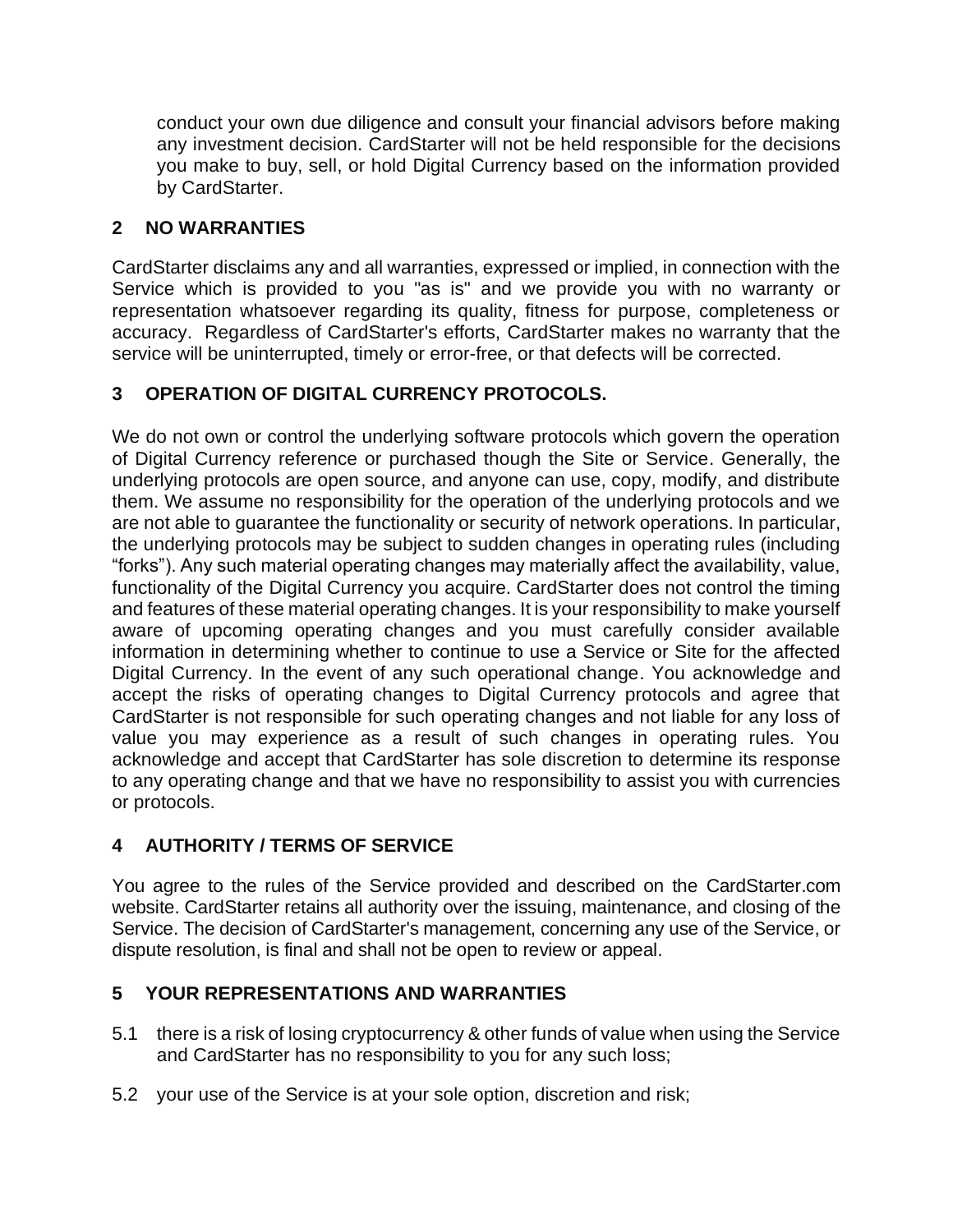conduct your own due diligence and consult your financial advisors before making any investment decision. CardStarter will not be held responsible for the decisions you make to buy, sell, or hold Digital Currency based on the information provided by CardStarter.

## 2 NO WARRANTIES

CardStarter disclaims any and all warranties, expressed or implied, in connection with the Service which is provided to you "as is" and we provide you with no warranty or representation whatsoever regarding its quality, fitness for purpose, completeness or accuracy. Regardless of CardStarter's efforts, CardStarter makes no warranty that the service will be uninterrupted, timely or error-free, or that defects will be corrected.

## 3 OPERATION OF DIGITAL CURRENCY PROTOCOLS.

We do not own or control the underlying software protocols which govern the operation of Digital Currency reference or purchased though the Site or Service. Generally, the underlying protocols are open source, and anyone can use, copy, modify, and distribute them. We assume no responsibility for the operation of the underlying protocols and we are not able to guarantee the functionality or security of network operations. In particular, the underlying protocols may be subject to sudden changes in operating rules (including "forks"). Any such material operating changes may materially affect the availability, value, functionality of the Digital Currency you acquire. CardStarter does not control the timing and features of these material operating changes. It is your responsibility to make yourself aware of upcoming operating changes and you must carefully consider available information in determining whether to continue to use a Service or Site for the affected Digital Currency. In the event of any such operational change. You acknowledge and accept the risks of operating changes to Digital Currency protocols and agree that CardStarter is not responsible for such operating changes and not liable for any loss of value you may experience as a result of such changes in operating rules. You acknowledge and accept that CardStarter has sole discretion to determine its response to any operating change and that we have no responsibility to assist you with currencies or protocols.

## 4 AUTHORITY / TERMS OF SERVICE

You agree to the rules of the Service provided and described on the CardStarter.com website. CardStarter retains all authority over the issuing, maintenance, and closing of the Service. The decision of CardStarter's management, concerning any use of the Service, or dispute resolution, is final and shall not be open to review or appeal.

## 5 YOUR REPRESENTATIONS AND WARRANTIES

5.1 there is a risk of losing cryptocurrency & other funds of value when using the Service and CardStarter has no responsibility to you for any such loss;

5.2 your use of the Service is at your sole option, discretion and risk;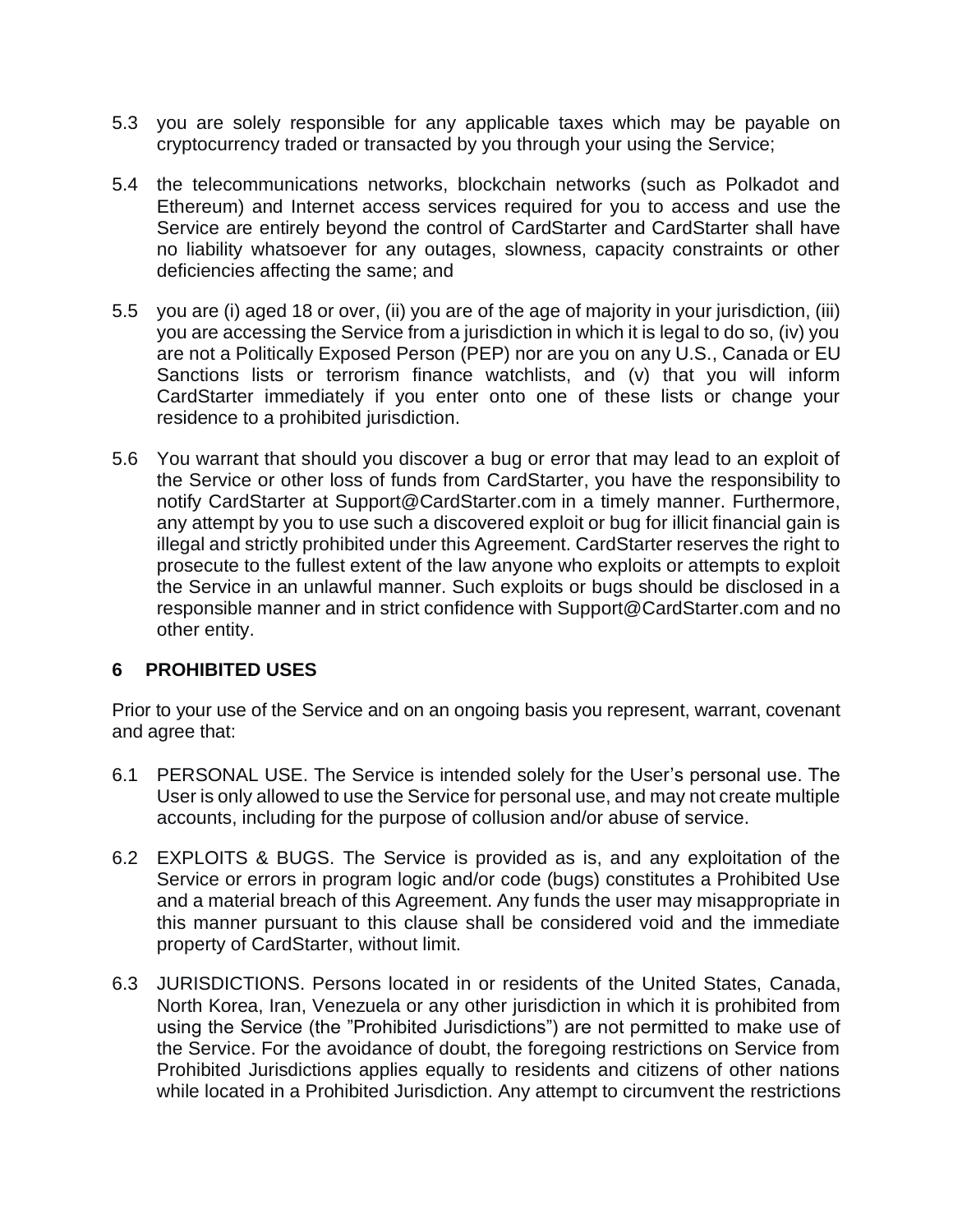5.3 you are solely responsible for any applicable taxes which may be payable on cryptocurrency traded or transacted by you through your using the Service;

5.4 the telecommunications networks, blockchain networks (such as Polkadot and Ethereum) and Internet access services required for you to access and use the Service are entirely beyond the control of CardStarter and CardStarter shall have no liability whatsoever for any outages, slowness, capacity constraints or other deficiencies affecting the same; and

5.5 you are (i) aged 18 or over, (ii) you are of the age of majority in your jurisdiction, (iii) you are accessing the Service from a jurisdiction in which it is legal to do so, (iv) you are not a Politically Exposed Person (PEP) nor are you on any U.S., Canada or EU Sanctions lists or terrorism finance watchlists, and (v) that you will inform CardStarter immediately if you enter onto one of these lists or change your residence to a prohibited jurisdiction.

5.6 You warrant that should you discover a bug or error that may lead to an exploit of the Service or other loss of funds from CardStarter, you have the responsibility to notify CardStarter at Support@CardStarter.com in a timely manner. Furthermore, any attempt by you to use such a discovered exploit or bug for illicit financial gain is illegal and strictly prohibited under this Agreement. CardStarter reserves the right to prosecute to the fullest extent of the law anyone who exploits or attempts to exploit the Service in an unlawful manner. Such exploits or bugs should be disclosed in a responsible manner and in strict confidence with Support@CardStarter.com and no other entity.

## 6 PROHIBITED USES

Prior to your use of the Service and on an ongoing basis you represent, warrant, covenant and agree that:

6.1 PERSONAL USE. The Service is intended solely for the User's personal use. The User is only allowed to use the Service for personal use, and may not create multiple accounts, including for the purpose of collusion and/or abuse of service.

6.2 EXPLOITS & BUGS. The Service is provided as is, and any exploitation of the Service or errors in program logic and/or code (bugs) constitutes a Prohibited Use and a material breach of this Agreement. Any funds the user may misappropriate in this manner pursuant to this clause shall be considered void and the immediate property of CardStarter, without limit.

6.3 JURISDICTIONS. Persons located in or residents of the United States, Canada, North Korea, Iran, Venezuela or any other jurisdiction in which it is prohibited from using the Service (the "Prohibited Jurisdictions") are not permitted to make use of the Service. For the avoidance of doubt, the foregoing restrictions on Service from Prohibited Jurisdictions applies equally to residents and citizens of other nations while located in a Prohibited Jurisdiction. Any attempt to circumvent the restrictions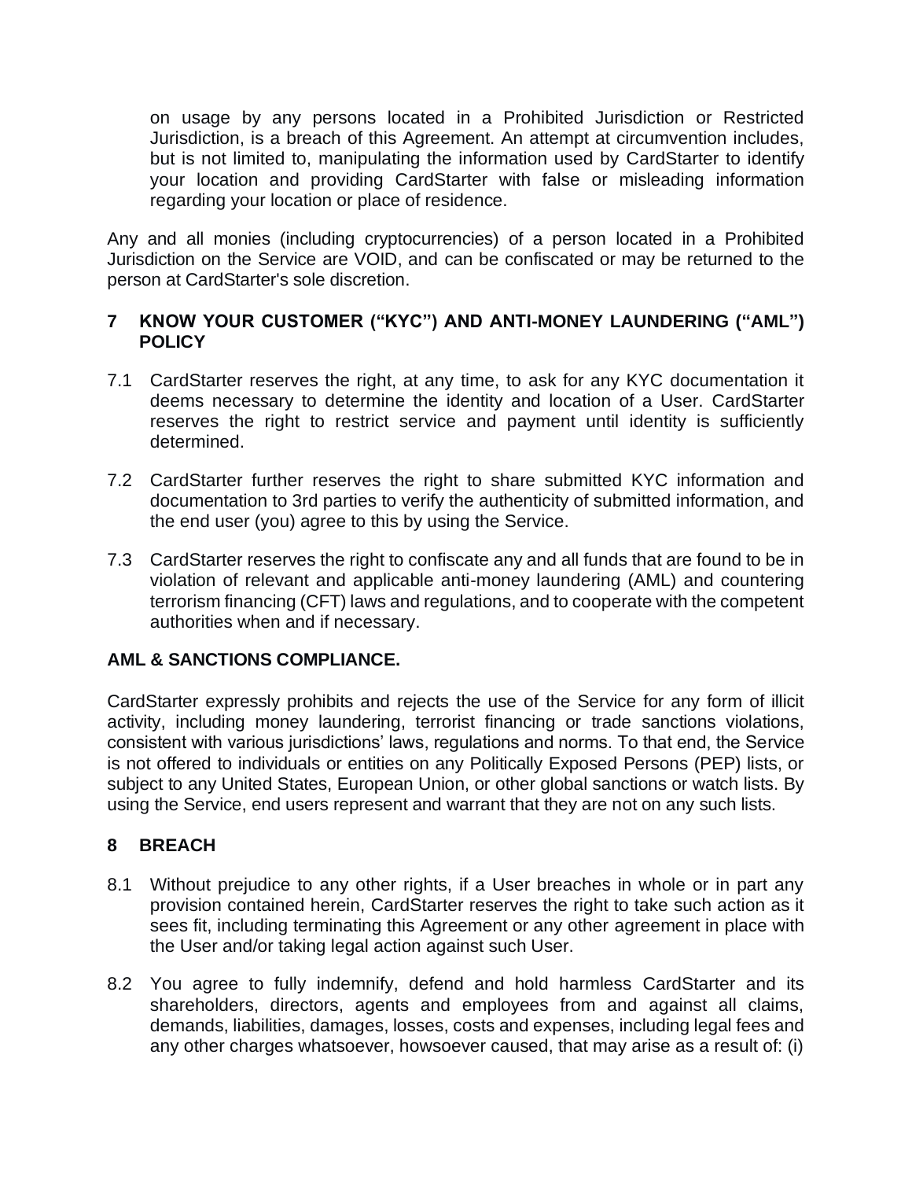on usage by any persons located in a Prohibited Jurisdiction or Restricted Jurisdiction, is a breach of this Agreement. An attempt at circumvention includes, but is not limited to, manipulating the information used by CardStarter to identify your location and providing CardStarter with false or misleading information regarding your location or place of residence.

Any and all monies (including cryptocurrencies) of a person located in a Prohibited Jurisdiction on the Service are VOID, and can be confiscated or may be returned to the person at CardStarter's sole discretion.

## 7 KNOW YOUR CUSTOMER ("KYC") AND ANTI-MONEY LAUNDERING ("AML") POLICY

7.1 CardStarter reserves the right, at any time, to ask for any KYC documentation it deems necessary to determine the identity and location of a User. CardStarter reserves the right to restrict service and payment until identity is sufficiently determined.

7.2 CardStarter further reserves the right to share submitted KYC information and documentation to 3rd parties to verify the authenticity of submitted information, and the end user (you) agree to this by using the Service.

7.3 CardStarter reserves the right to confiscate any and all funds that are found to be in violation of relevant and applicable anti-money laundering (AML) and countering terrorism financing (CFT) laws and regulations, and to cooperate with the competent authorities when and if necessary.

**AML & SANCTIONS COMPLIANCE.**

CardStarter expressly prohibits and rejects the use of the Service for any form of illicit activity, including money laundering, terrorist financing or trade sanctions violations, consistent with various jurisdictions' laws, regulations and norms. To that end, the Service is not offered to individuals or entities on any Politically Exposed Persons (PEP) lists, or subject to any United States, European Union, or other global sanctions or watch lists. By using the Service, end users represent and warrant that they are not on any such lists.

## 8 BREACH

8.1 Without prejudice to any other rights, if a User breaches in whole or in part any provision contained herein, CardStarter reserves the right to take such action as it sees fit, including terminating this Agreement or any other agreement in place with the User and/or taking legal action against such User.

8.2 You agree to fully indemnify, defend and hold harmless CardStarter and its shareholders, directors, agents and employees from and against all claims, demands, liabilities, damages, losses, costs and expenses, including legal fees and any other charges whatsoever, howsoever caused, that may arise as a result of: (i)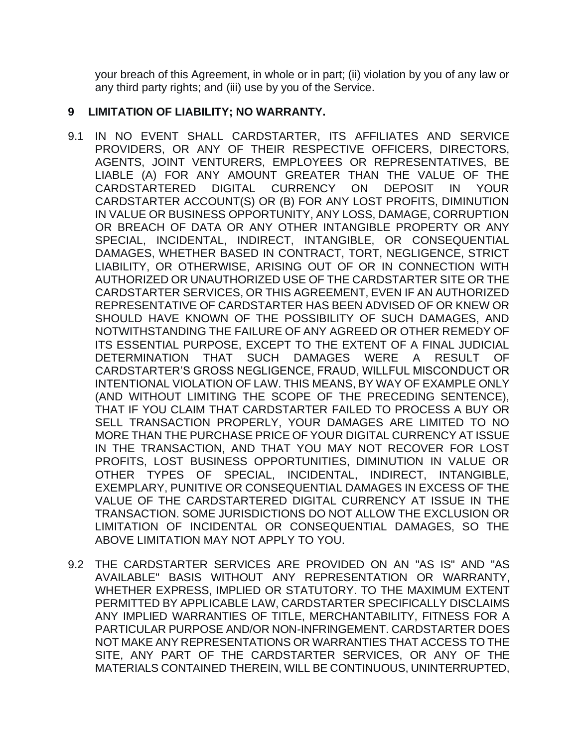your breach of this Agreement, in whole or in part; (ii) violation by you of any law or any third party rights; and (iii) use by you of the Service.

## 9 LIMITATION OF LIABILITY; NO WARRANTY.

9.1 IN NO EVENT SHALL CARDSTARTER, ITS AFFILIATES AND SERVICE PROVIDERS, OR ANY OF THEIR RESPECTIVE OFFICERS, DIRECTORS, AGENTS, JOINT VENTURERS, EMPLOYEES OR REPRESENTATIVES, BE LIABLE (A) FOR ANY AMOUNT GREATER THAN THE VALUE OF THE CARDSTARTERED DIGITAL CURRENCY ON DEPOSIT IN YOUR CARDSTARTER ACCOUNT(S) OR (B) FOR ANY LOST PROFITS, DIMINUTION IN VALUE OR BUSINESS OPPORTUNITY, ANY LOSS, DAMAGE, CORRUPTION OR BREACH OF DATA OR ANY OTHER INTANGIBLE PROPERTY OR ANY SPECIAL, INCIDENTAL, INDIRECT, INTANGIBLE, OR CONSEQUENTIAL DAMAGES, WHETHER BASED IN CONTRACT, TORT, NEGLIGENCE, STRICT LIABILITY, OR OTHERWISE, ARISING OUT OF OR IN CONNECTION WITH AUTHORIZED OR UNAUTHORIZED USE OF THE CARDSTARTER SITE OR THE CARDSTARTER SERVICES, OR THIS AGREEMENT, EVEN IF AN AUTHORIZED REPRESENTATIVE OF CARDSTARTER HAS BEEN ADVISED OF OR KNEW OR SHOULD HAVE KNOWN OF THE POSSIBILITY OF SUCH DAMAGES, AND NOTWITHSTANDING THE FAILURE OF ANY AGREED OR OTHER REMEDY OF ITS ESSENTIAL PURPOSE, EXCEPT TO THE EXTENT OF A FINAL JUDICIAL DETERMINATION THAT SUCH DAMAGES WERE A RESULT OF CARDSTARTER'S GROSS NEGLIGENCE, FRAUD, WILLFUL MISCONDUCT OR INTENTIONAL VIOLATION OF LAW. THIS MEANS, BY WAY OF EXAMPLE ONLY (AND WITHOUT LIMITING THE SCOPE OF THE PRECEDING SENTENCE), THAT IF YOU CLAIM THAT CARDSTARTER FAILED TO PROCESS A BUY OR SELL TRANSACTION PROPERLY, YOUR DAMAGES ARE LIMITED TO NO MORE THAN THE PURCHASE PRICE OF YOUR DIGITAL CURRENCY AT ISSUE IN THE TRANSACTION, AND THAT YOU MAY NOT RECOVER FOR LOST PROFITS, LOST BUSINESS OPPORTUNITIES, DIMINUTION IN VALUE OR OTHER TYPES OF SPECIAL, INCIDENTAL, INDIRECT, INTANGIBLE, EXEMPLARY, PUNITIVE OR CONSEQUENTIAL DAMAGES IN EXCESS OF THE VALUE OF THE CARDSTARTERED DIGITAL CURRENCY AT ISSUE IN THE TRANSACTION. SOME JURISDICTIONS DO NOT ALLOW THE EXCLUSION OR LIMITATION OF INCIDENTAL OR CONSEQUENTIAL DAMAGES, SO THE ABOVE LIMITATION MAY NOT APPLY TO YOU.

9.2 THE CARDSTARTER SERVICES ARE PROVIDED ON AN "AS IS" AND "AS AVAILABLE" BASIS WITHOUT ANY REPRESENTATION OR WARRANTY, WHETHER EXPRESS, IMPLIED OR STATUTORY. TO THE MAXIMUM EXTENT PERMITTED BY APPLICABLE LAW, CARDSTARTER SPECIFICALLY DISCLAIMS ANY IMPLIED WARRANTIES OF TITLE, MERCHANTABILITY, FITNESS FOR A PARTICULAR PURPOSE AND/OR NON-INFRINGEMENT. CARDSTARTER DOES NOT MAKE ANY REPRESENTATIONS OR WARRANTIES THAT ACCESS TO THE SITE, ANY PART OF THE CARDSTARTER SERVICES, OR ANY OF THE MATERIALS CONTAINED THEREIN, WILL BE CONTINUOUS, UNINTERRUPTED,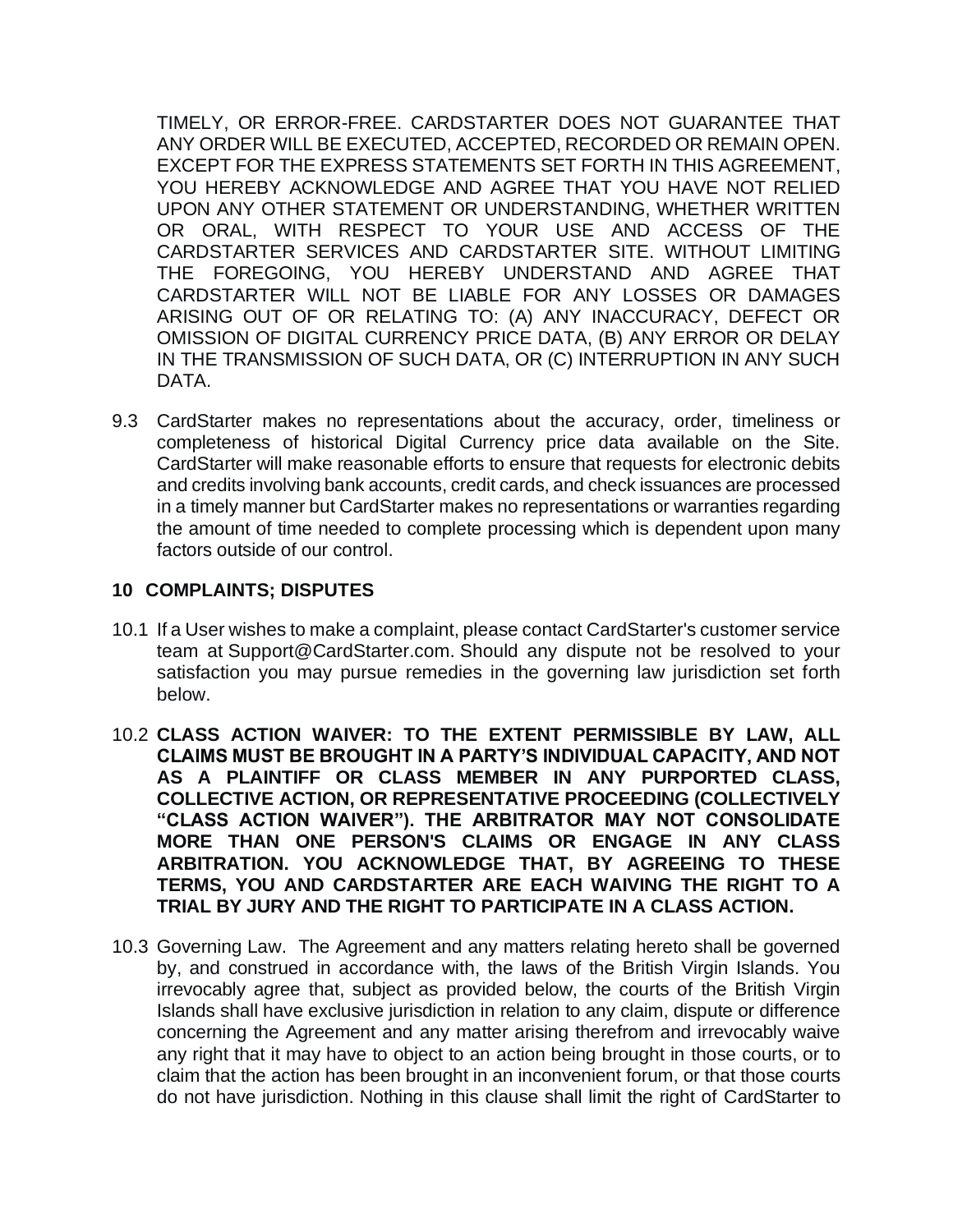TIMELY, OR ERROR-FREE. CARDSTARTER DOES NOT GUARANTEE THAT ANY ORDER WILL BE EXECUTED, ACCEPTED, RECORDED OR REMAIN OPEN. EXCEPT FOR THE EXPRESS STATEMENTS SET FORTH IN THIS AGREEMENT, YOU HEREBY ACKNOWLEDGE AND AGREE THAT YOU HAVE NOT RELIED UPON ANY OTHER STATEMENT OR UNDERSTANDING, WHETHER WRITTEN OR ORAL, WITH RESPECT TO YOUR USE AND ACCESS OF THE CARDSTARTER SERVICES AND CARDSTARTER SITE. WITHOUT LIMITING THE FOREGOING, YOU HEREBY UNDERSTAND AND AGREE THAT CARDSTARTER WILL NOT BE LIABLE FOR ANY LOSSES OR DAMAGES ARISING OUT OF OR RELATING TO: (A) ANY INACCURACY, DEFECT OR OMISSION OF DIGITAL CURRENCY PRICE DATA, (B) ANY ERROR OR DELAY IN THE TRANSMISSION OF SUCH DATA, OR (C) INTERRUPTION IN ANY SUCH DATA.

9.3 CardStarter makes no representations about the accuracy, order, timeliness or completeness of historical Digital Currency price data available on the Site. CardStarter will make reasonable efforts to ensure that requests for electronic debits and credits involving bank accounts, credit cards, and check issuances are processed in a timely manner but CardStarter makes no representations or warranties regarding the amount of time needed to complete processing which is dependent upon many factors outside of our control.

## 10 COMPLAINTS; DISPUTES

10.1 If a User wishes to make a complaint, please contact CardStarter's customer service team at Support@CardStarter.com. Should any dispute not be resolved to your satisfaction you may pursue remedies in the governing law jurisdiction set forth below.

10.2 **CLASS ACTION WAIVER: TO THE EXTENT PERMISSIBLE BY LAW, ALL CLAIMS MUST BE BROUGHT IN A PARTY'S INDIVIDUAL CAPACITY, AND NOT AS A PLAINTIFF OR CLASS MEMBER IN ANY PURPORTED CLASS, COLLECTIVE ACTION, OR REPRESENTATIVE PROCEEDING (COLLECTIVELY "CLASS ACTION WAIVER"). THE ARBITRATOR MAY NOT CONSOLIDATE MORE THAN ONE PERSON'S CLAIMS OR ENGAGE IN ANY CLASS ARBITRATION. YOU ACKNOWLEDGE THAT, BY AGREEING TO THESE TERMS, YOU AND CARDSTARTER ARE EACH WAIVING THE RIGHT TO A TRIAL BY JURY AND THE RIGHT TO PARTICIPATE IN A CLASS ACTION.**

10.3 Governing Law. The Agreement and any matters relating hereto shall be governed by, and construed in accordance with, the laws of the British Virgin Islands. You irrevocably agree that, subject as provided below, the courts of the British Virgin Islands shall have exclusive jurisdiction in relation to any claim, dispute or difference concerning the Agreement and any matter arising therefrom and irrevocably waive any right that it may have to object to an action being brought in those courts, or to claim that the action has been brought in an inconvenient forum, or that those courts do not have jurisdiction. Nothing in this clause shall limit the right of CardStarter to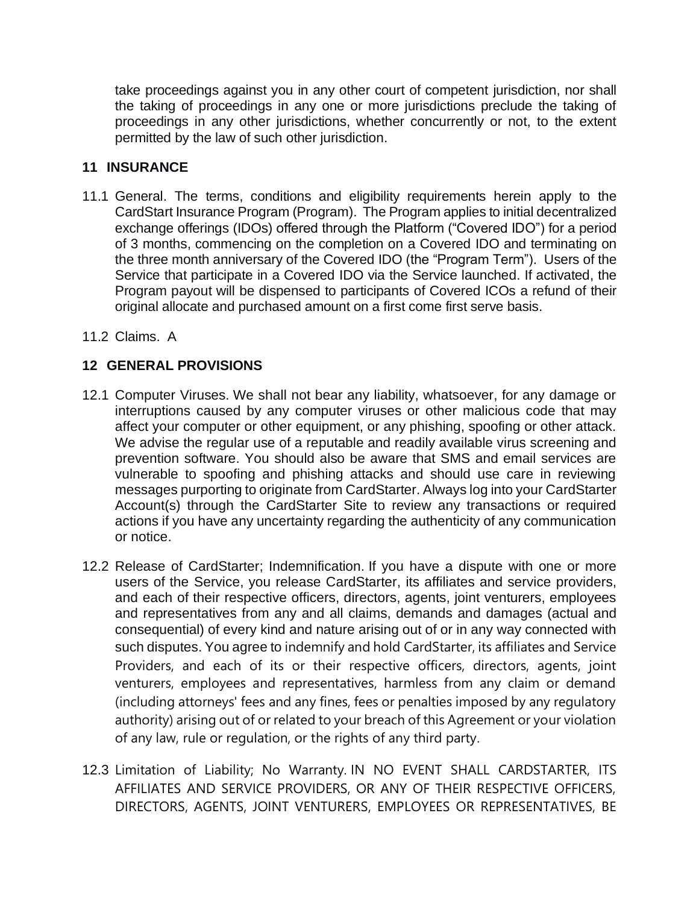take proceedings against you in any other court of competent jurisdiction, nor shall the taking of proceedings in any one or more jurisdictions preclude the taking of proceedings in any other jurisdictions, whether concurrently or not, to the extent permitted by the law of such other jurisdiction.

## 11 INSURANCE

11.1 General. The terms, conditions and eligibility requirements herein apply to the CardStart Insurance Program (Program). The Program applies to initial decentralized exchange offerings (IDOs) offered through the Platform ("Covered IDO") for a period of 3 months, commencing on the completion on a Covered IDO and terminating on the three month anniversary of the Covered IDO (the "Program Term"). Users of the Service that participate in a Covered IDO via the Service launched. If activated, the Program payout will be dispensed to participants of Covered ICOs a refund of their original allocate and purchased amount on a first come first serve basis.

11.2 Claims. A

## 12 GENERAL PROVISIONS

12.1 Computer Viruses. We shall not bear any liability, whatsoever, for any damage or interruptions caused by any computer viruses or other malicious code that may affect your computer or other equipment, or any phishing, spoofing or other attack. We advise the regular use of a reputable and readily available virus screening and prevention software. You should also be aware that SMS and email services are vulnerable to spoofing and phishing attacks and should use care in reviewing messages purporting to originate from CardStarter. Always log into your CardStarter Account(s) through the CardStarter Site to review any transactions or required actions if you have any uncertainty regarding the authenticity of any communication or notice.

12.2 Release of CardStarter; Indemnification. If you have a dispute with one or more users of the Service, you release CardStarter, its affiliates and service providers, and each of their respective officers, directors, agents, joint venturers, employees and representatives from any and all claims, demands and damages (actual and consequential) of every kind and nature arising out of or in any way connected with such disputes. You agree to indemnify and hold CardStarter, its affiliates and Service Providers, and each of its or their respective officers, directors, agents, joint venturers, employees and representatives, harmless from any claim or demand (including attorneys' fees and any fines, fees or penalties imposed by any regulatory authority) arising out of or related to your breach of this Agreement or your violation of any law, rule or regulation, or the rights of any third party.

12.3 Limitation of Liability; No Warranty. IN NO EVENT SHALL CARDSTARTER, ITS AFFILIATES AND SERVICE PROVIDERS, OR ANY OF THEIR RESPECTIVE OFFICERS, DIRECTORS, AGENTS, JOINT VENTURERS, EMPLOYEES OR REPRESENTATIVES, BE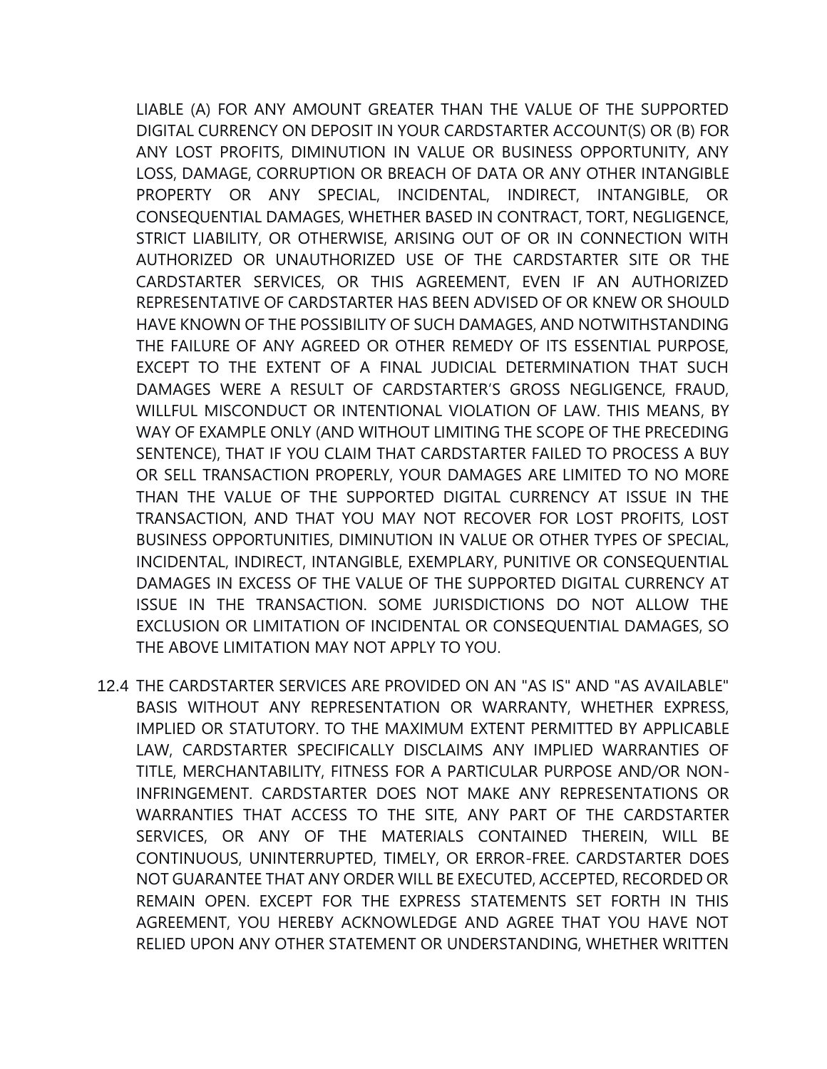LIABLE (A) FOR ANY AMOUNT GREATER THAN THE VALUE OF THE SUPPORTED DIGITAL CURRENCY ON DEPOSIT IN YOUR CARDSTARTER ACCOUNT(S) OR (B) FOR ANY LOST PROFITS, DIMINUTION IN VALUE OR BUSINESS OPPORTUNITY, ANY LOSS, DAMAGE, CORRUPTION OR BREACH OF DATA OR ANY OTHER INTANGIBLE PROPERTY OR ANY SPECIAL, INCIDENTAL, INDIRECT, INTANGIBLE, OR CONSEQUENTIAL DAMAGES, WHETHER BASED IN CONTRACT, TORT, NEGLIGENCE, STRICT LIABILITY, OR OTHERWISE, ARISING OUT OF OR IN CONNECTION WITH AUTHORIZED OR UNAUTHORIZED USE OF THE CARDSTARTER SITE OR THE CARDSTARTER SERVICES, OR THIS AGREEMENT, EVEN IF AN AUTHORIZED REPRESENTATIVE OF CARDSTARTER HAS BEEN ADVISED OF OR KNEW OR SHOULD HAVE KNOWN OF THE POSSIBILITY OF SUCH DAMAGES, AND NOTWITHSTANDING THE FAILURE OF ANY AGREED OR OTHER REMEDY OF ITS ESSENTIAL PURPOSE, EXCEPT TO THE EXTENT OF A FINAL JUDICIAL DETERMINATION THAT SUCH DAMAGES WERE A RESULT OF CARDSTARTER'S GROSS NEGLIGENCE, FRAUD, WILLFUL MISCONDUCT OR INTENTIONAL VIOLATION OF LAW. THIS MEANS, BY WAY OF EXAMPLE ONLY (AND WITHOUT LIMITING THE SCOPE OF THE PRECEDING SENTENCE), THAT IF YOU CLAIM THAT CARDSTARTER FAILED TO PROCESS A BUY OR SELL TRANSACTION PROPERLY, YOUR DAMAGES ARE LIMITED TO NO MORE THAN THE VALUE OF THE SUPPORTED DIGITAL CURRENCY AT ISSUE IN THE TRANSACTION, AND THAT YOU MAY NOT RECOVER FOR LOST PROFITS, LOST BUSINESS OPPORTUNITIES, DIMINUTION IN VALUE OR OTHER TYPES OF SPECIAL, INCIDENTAL, INDIRECT, INTANGIBLE, EXEMPLARY, PUNITIVE OR CONSEQUENTIAL DAMAGES IN EXCESS OF THE VALUE OF THE SUPPORTED DIGITAL CURRENCY AT ISSUE IN THE TRANSACTION. SOME JURISDICTIONS DO NOT ALLOW THE EXCLUSION OR LIMITATION OF INCIDENTAL OR CONSEQUENTIAL DAMAGES, SO THE ABOVE LIMITATION MAY NOT APPLY TO YOU.

12.4 THE CARDSTARTER SERVICES ARE PROVIDED ON AN "AS IS" AND "AS AVAILABLE" BASIS WITHOUT ANY REPRESENTATION OR WARRANTY, WHETHER EXPRESS, IMPLIED OR STATUTORY. TO THE MAXIMUM EXTENT PERMITTED BY APPLICABLE LAW, CARDSTARTER SPECIFICALLY DISCLAIMS ANY IMPLIED WARRANTIES OF TITLE, MERCHANTABILITY, FITNESS FOR A PARTICULAR PURPOSE AND/OR NON-INFRINGEMENT. CARDSTARTER DOES NOT MAKE ANY REPRESENTATIONS OR WARRANTIES THAT ACCESS TO THE SITE, ANY PART OF THE CARDSTARTER SERVICES, OR ANY OF THE MATERIALS CONTAINED THEREIN, WILL BE CONTINUOUS, UNINTERRUPTED, TIMELY, OR ERROR-FREE. CARDSTARTER DOES NOT GUARANTEE THAT ANY ORDER WILL BE EXECUTED, ACCEPTED, RECORDED OR REMAIN OPEN. EXCEPT FOR THE EXPRESS STATEMENTS SET FORTH IN THIS AGREEMENT, YOU HEREBY ACKNOWLEDGE AND AGREE THAT YOU HAVE NOT RELIED UPON ANY OTHER STATEMENT OR UNDERSTANDING, WHETHER WRITTEN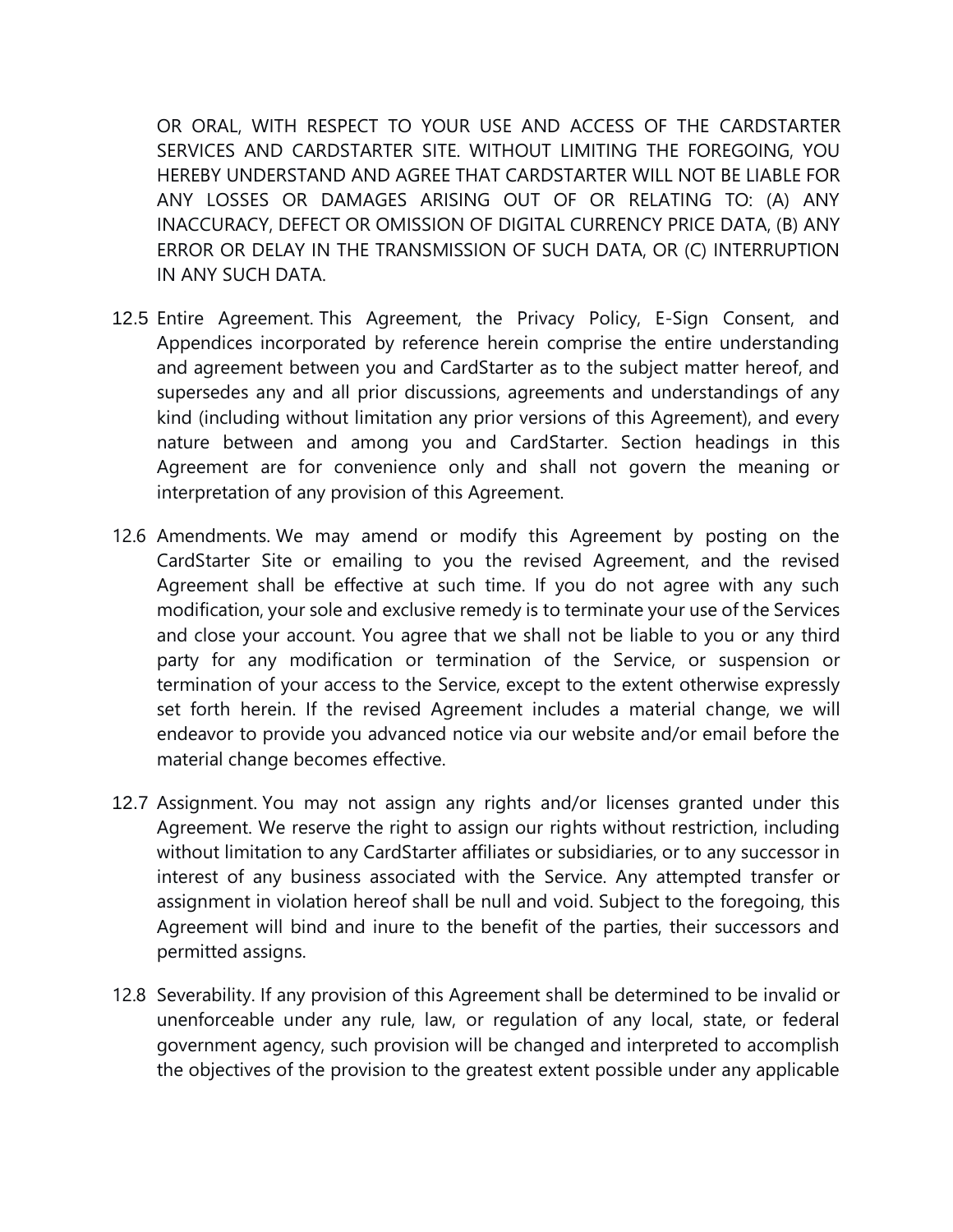OR ORAL, WITH RESPECT TO YOUR USE AND ACCESS OF THE CARDSTARTER SERVICES AND CARDSTARTER SITE. WITHOUT LIMITING THE FOREGOING, YOU HEREBY UNDERSTAND AND AGREE THAT CARDSTARTER WILL NOT BE LIABLE FOR ANY LOSSES OR DAMAGES ARISING OUT OF OR RELATING TO: (A) ANY INACCURACY, DEFECT OR OMISSION OF DIGITAL CURRENCY PRICE DATA, (B) ANY ERROR OR DELAY IN THE TRANSMISSION OF SUCH DATA, OR (C) INTERRUPTION IN ANY SUCH DATA.

12.5 Entire Agreement. This Agreement, the Privacy Policy, E-Sign Consent, and Appendices incorporated by reference herein comprise the entire understanding and agreement between you and CardStarter as to the subject matter hereof, and supersedes any and all prior discussions, agreements and understandings of any kind (including without limitation any prior versions of this Agreement), and every nature between and among you and CardStarter. Section headings in this Agreement are for convenience only and shall not govern the meaning or interpretation of any provision of this Agreement.

12.6 Amendments. We may amend or modify this Agreement by posting on the CardStarter Site or emailing to you the revised Agreement, and the revised Agreement shall be effective at such time. If you do not agree with any such modification, your sole and exclusive remedy is to terminate your use of the Services and close your account. You agree that we shall not be liable to you or any third party for any modification or termination of the Service, or suspension or termination of your access to the Service, except to the extent otherwise expressly set forth herein. If the revised Agreement includes a material change, we will endeavor to provide you advanced notice via our website and/or email before the material change becomes effective.

12.7 Assignment. You may not assign any rights and/or licenses granted under this Agreement. We reserve the right to assign our rights without restriction, including without limitation to any CardStarter affiliates or subsidiaries, or to any successor in interest of any business associated with the Service. Any attempted transfer or assignment in violation hereof shall be null and void. Subject to the foregoing, this Agreement will bind and inure to the benefit of the parties, their successors and permitted assigns.

12.8 Severability. If any provision of this Agreement shall be determined to be invalid or unenforceable under any rule, law, or regulation of any local, state, or federal government agency, such provision will be changed and interpreted to accomplish the objectives of the provision to the greatest extent possible under any applicable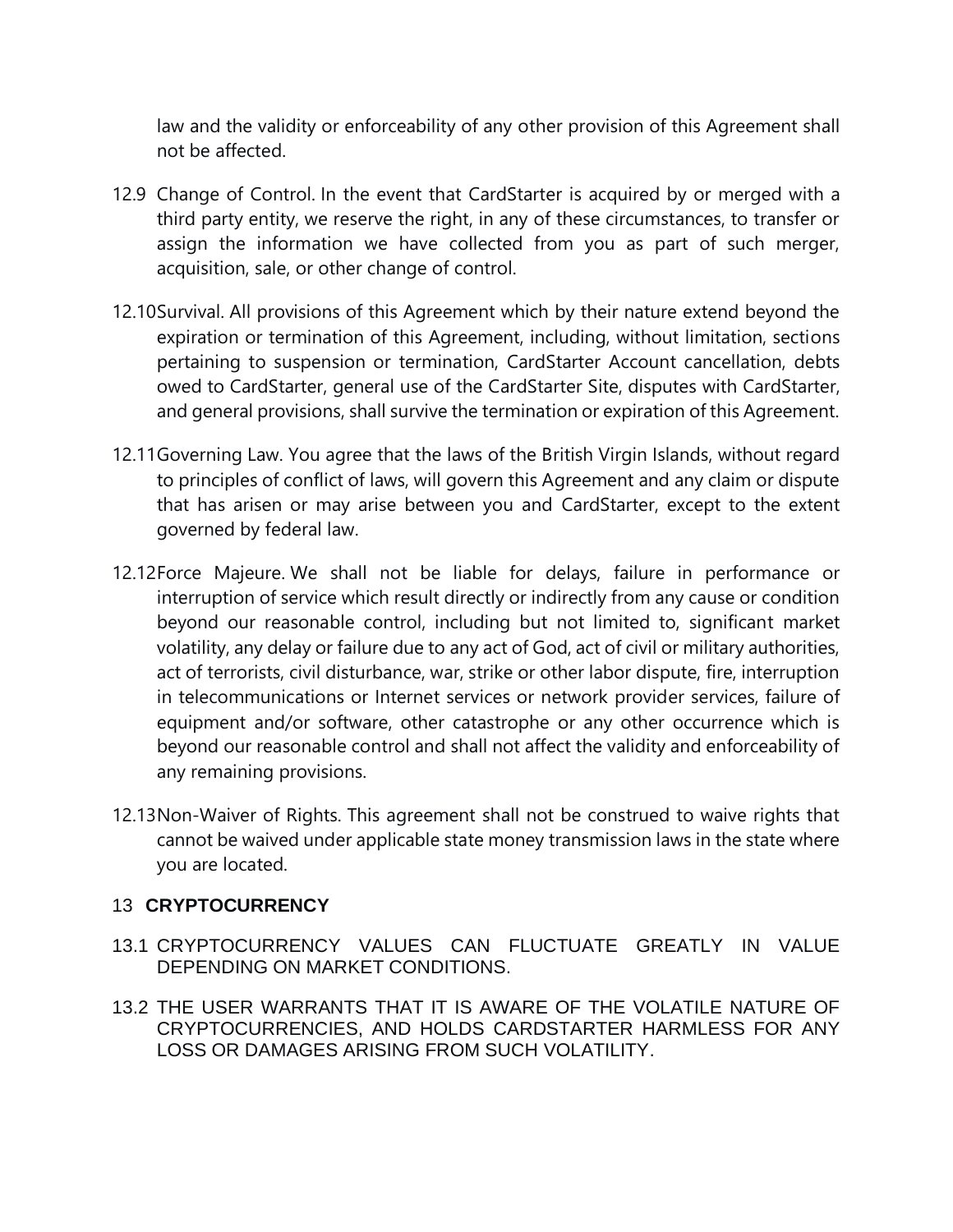law and the validity or enforceability of any other provision of this Agreement shall not be affected.

12.9 Change of Control. In the event that CardStarter is acquired by or merged with a third party entity, we reserve the right, in any of these circumstances, to transfer or assign the information we have collected from you as part of such merger, acquisition, sale, or other change of control.

12.10 Survival. All provisions of this Agreement which by their nature extend beyond the expiration or termination of this Agreement, including, without limitation, sections pertaining to suspension or termination, CardStarter Account cancellation, debts owed to CardStarter, general use of the CardStarter Site, disputes with CardStarter, and general provisions, shall survive the termination or expiration of this Agreement.

12.11 Governing Law. You agree that the laws of the British Virgin Islands, without regard to principles of conflict of laws, will govern this Agreement and any claim or dispute that has arisen or may arise between you and CardStarter, except to the extent governed by federal law.

12.12 Force Majeure. We shall not be liable for delays, failure in performance or interruption of service which result directly or indirectly from any cause or condition beyond our reasonable control, including but not limited to, significant market volatility, any delay or failure due to any act of God, act of civil or military authorities, act of terrorists, civil disturbance, war, strike or other labor dispute, fire, interruption in telecommunications or Internet services or network provider services, failure of equipment and/or software, other catastrophe or any other occurrence which is beyond our reasonable control and shall not affect the validity and enforceability of any remaining provisions.

12.13 Non-Waiver of Rights. This agreement shall not be construed to waive rights that cannot be waived under applicable state money transmission laws in the state where you are located.

## 13 CRYPTOCURRENCY

13.1 CRYPTOCURRENCY VALUES CAN FLUCTUATE GREATLY IN VALUE DEPENDING ON MARKET CONDITIONS.

13.2 THE USER WARRANTS THAT IT IS AWARE OF THE VOLATILE NATURE OF CRYPTOCURRENCIES, AND HOLDS CARDSTARTER HARMLESS FOR ANY LOSS OR DAMAGES ARISING FROM SUCH VOLATILITY.